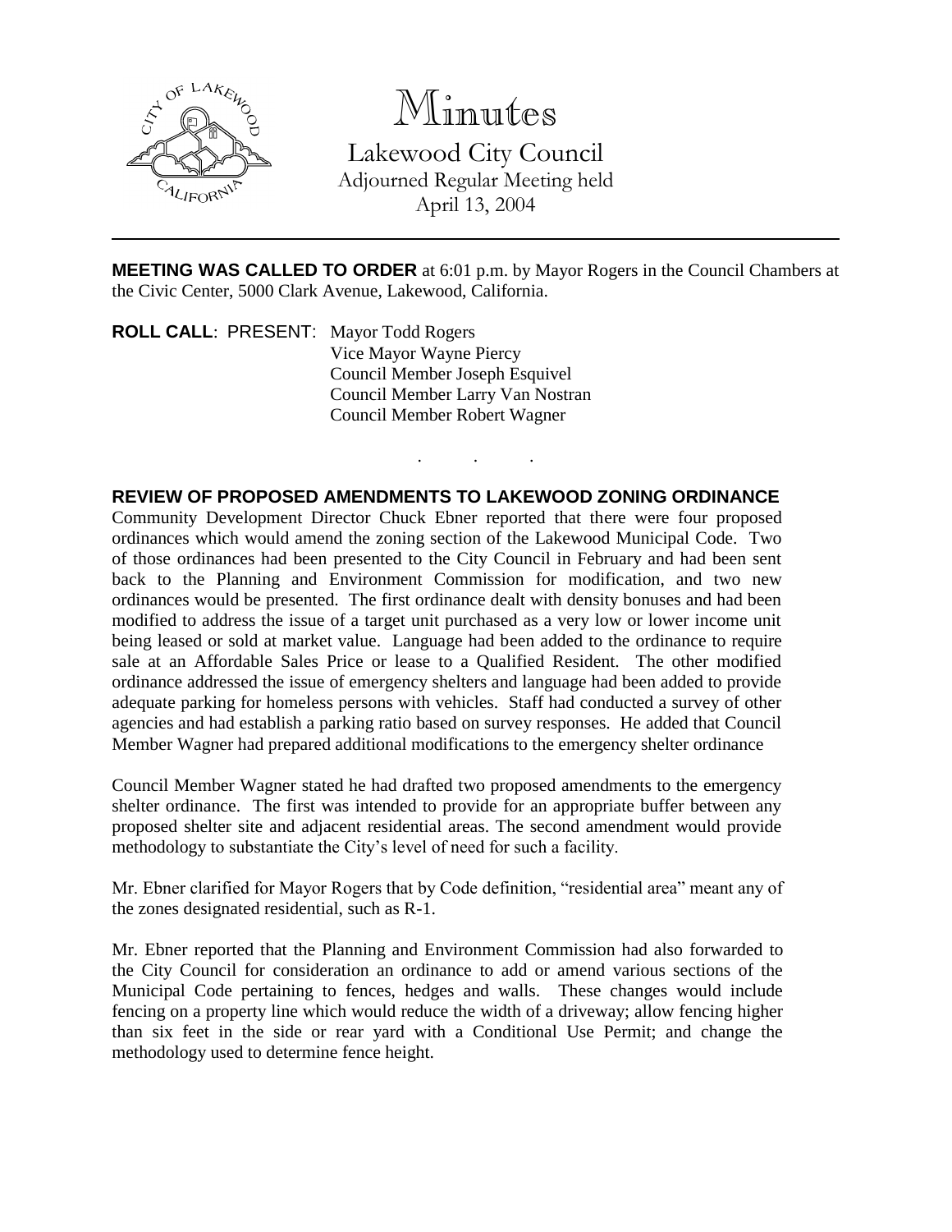# Minutes

Lakewood City Council
Adjourned Regular Meeting held
April 13, 2004

---

**MEETING WAS CALLED TO ORDER** at 6:01 p.m. by Mayor Rogers in the Council Chambers at the Civic Center, 5000 Clark Avenue, Lakewood, California.

**ROLL CALL**: PRESENT: Mayor Todd Rogers
Vice Mayor Wayne Piercy
Council Member Joseph Esquivel
Council Member Larry Van Nostran
Council Member Robert Wagner

. . .

**REVIEW OF PROPOSED AMENDMENTS TO LAKEWOOD ZONING ORDINANCE**

Community Development Director Chuck Ebner reported that there were four proposed ordinances which would amend the zoning section of the Lakewood Municipal Code. Two of those ordinances had been presented to the City Council in February and had been sent back to the Planning and Environment Commission for modification, and two new ordinances would be presented. The first ordinance dealt with density bonuses and had been modified to address the issue of a target unit purchased as a very low or lower income unit being leased or sold at market value. Language had been added to the ordinance to require sale at an Affordable Sales Price or lease to a Qualified Resident. The other modified ordinance addressed the issue of emergency shelters and language had been added to provide adequate parking for homeless persons with vehicles. Staff had conducted a survey of other agencies and had establish a parking ratio based on survey responses. He added that Council Member Wagner had prepared additional modifications to the emergency shelter ordinance

Council Member Wagner stated he had drafted two proposed amendments to the emergency shelter ordinance. The first was intended to provide for an appropriate buffer between any proposed shelter site and adjacent residential areas. The second amendment would provide methodology to substantiate the City's level of need for such a facility.

Mr. Ebner clarified for Mayor Rogers that by Code definition, "residential area" meant any of the zones designated residential, such as R-1.

Mr. Ebner reported that the Planning and Environment Commission had also forwarded to the City Council for consideration an ordinance to add or amend various sections of the Municipal Code pertaining to fences, hedges and walls. These changes would include fencing on a property line which would reduce the width of a driveway; allow fencing higher than six feet in the side or rear yard with a Conditional Use Permit; and change the methodology used to determine fence height.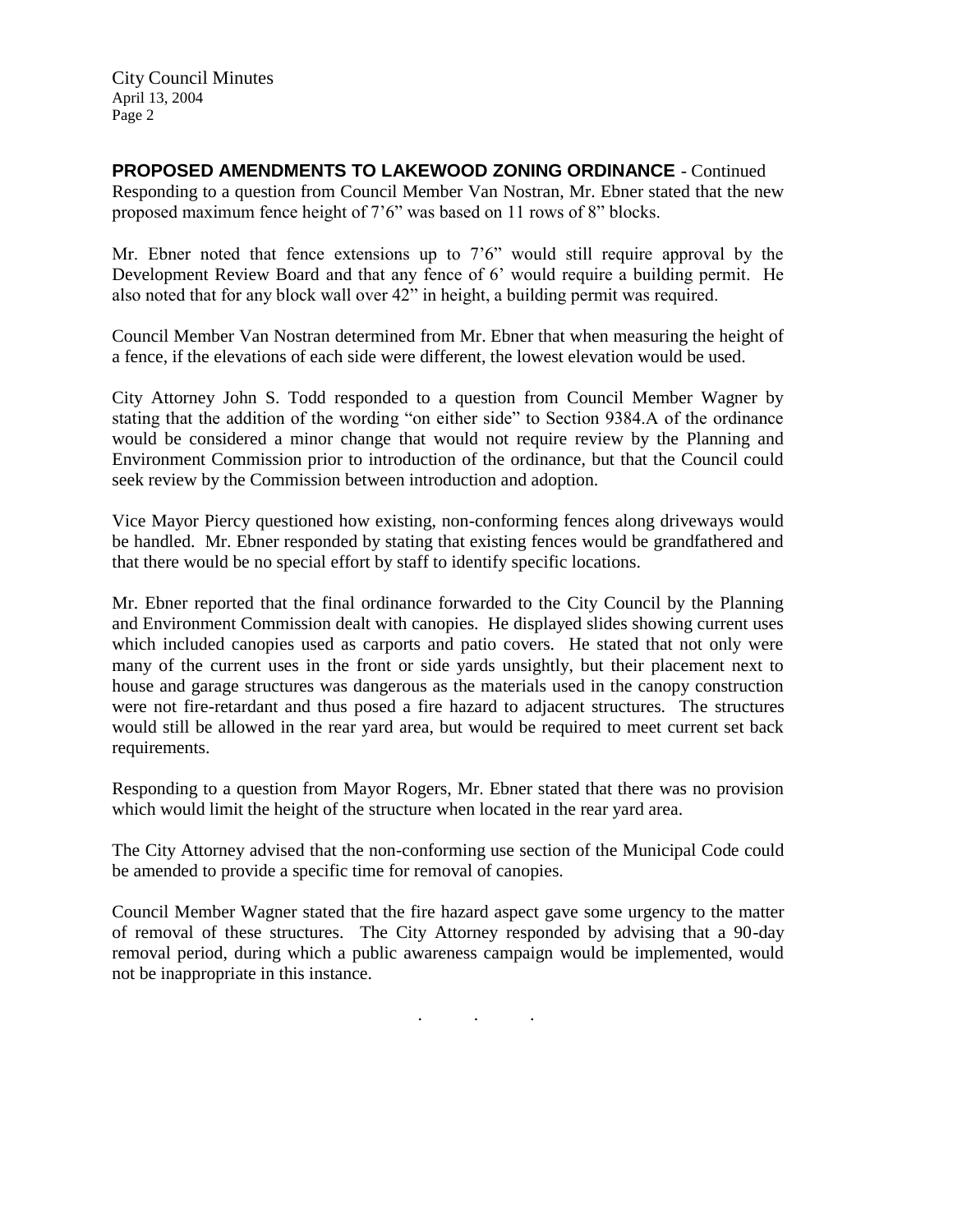**PROPOSED AMENDMENTS TO LAKEWOOD ZONING ORDINANCE** - Continued

Responding to a question from Council Member Van Nostran, Mr. Ebner stated that the new proposed maximum fence height of 7'6" was based on 11 rows of 8" blocks.

Mr. Ebner noted that fence extensions up to 7'6" would still require approval by the Development Review Board and that any fence of 6' would require a building permit. He also noted that for any block wall over 42" in height, a building permit was required.

Council Member Van Nostran determined from Mr. Ebner that when measuring the height of a fence, if the elevations of each side were different, the lowest elevation would be used.

City Attorney John S. Todd responded to a question from Council Member Wagner by stating that the addition of the wording "on either side" to Section 9384.A of the ordinance would be considered a minor change that would not require review by the Planning and Environment Commission prior to introduction of the ordinance, but that the Council could seek review by the Commission between introduction and adoption.

Vice Mayor Piercy questioned how existing, non-conforming fences along driveways would be handled. Mr. Ebner responded by stating that existing fences would be grandfathered and that there would be no special effort by staff to identify specific locations.

Mr. Ebner reported that the final ordinance forwarded to the City Council by the Planning and Environment Commission dealt with canopies. He displayed slides showing current uses which included canopies used as carports and patio covers. He stated that not only were many of the current uses in the front or side yards unsightly, but their placement next to house and garage structures was dangerous as the materials used in the canopy construction were not fire-retardant and thus posed a fire hazard to adjacent structures. The structures would still be allowed in the rear yard area, but would be required to meet current set back requirements.

Responding to a question from Mayor Rogers, Mr. Ebner stated that there was no provision which would limit the height of the structure when located in the rear yard area.

The City Attorney advised that the non-conforming use section of the Municipal Code could be amended to provide a specific time for removal of canopies.

Council Member Wagner stated that the fire hazard aspect gave some urgency to the matter of removal of these structures. The City Attorney responded by advising that a 90-day removal period, during which a public awareness campaign would be implemented, would not be inappropriate in this instance.

. . .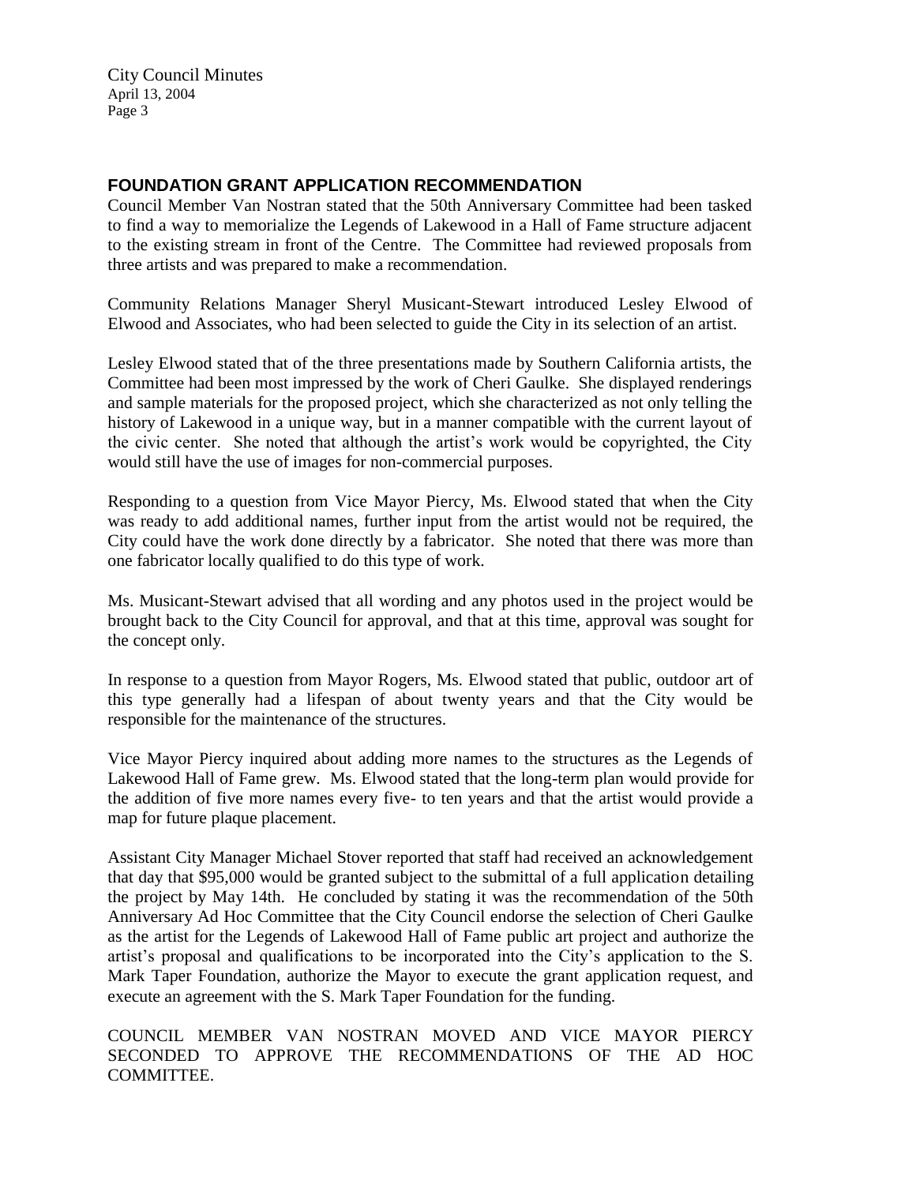## FOUNDATION GRANT APPLICATION RECOMMENDATION

Council Member Van Nostran stated that the 50th Anniversary Committee had been tasked to find a way to memorialize the Legends of Lakewood in a Hall of Fame structure adjacent to the existing stream in front of the Centre. The Committee had reviewed proposals from three artists and was prepared to make a recommendation.

Community Relations Manager Sheryl Musicant-Stewart introduced Lesley Elwood of Elwood and Associates, who had been selected to guide the City in its selection of an artist.

Lesley Elwood stated that of the three presentations made by Southern California artists, the Committee had been most impressed by the work of Cheri Gaulke. She displayed renderings and sample materials for the proposed project, which she characterized as not only telling the history of Lakewood in a unique way, but in a manner compatible with the current layout of the civic center. She noted that although the artist's work would be copyrighted, the City would still have the use of images for non-commercial purposes.

Responding to a question from Vice Mayor Piercy, Ms. Elwood stated that when the City was ready to add additional names, further input from the artist would not be required, the City could have the work done directly by a fabricator. She noted that there was more than one fabricator locally qualified to do this type of work.

Ms. Musicant-Stewart advised that all wording and any photos used in the project would be brought back to the City Council for approval, and that at this time, approval was sought for the concept only.

In response to a question from Mayor Rogers, Ms. Elwood stated that public, outdoor art of this type generally had a lifespan of about twenty years and that the City would be responsible for the maintenance of the structures.

Vice Mayor Piercy inquired about adding more names to the structures as the Legends of Lakewood Hall of Fame grew. Ms. Elwood stated that the long-term plan would provide for the addition of five more names every five- to ten years and that the artist would provide a map for future plaque placement.

Assistant City Manager Michael Stover reported that staff had received an acknowledgement that day that $95,000 would be granted subject to the submittal of a full application detailing the project by May 14th. He concluded by stating it was the recommendation of the 50th Anniversary Ad Hoc Committee that the City Council endorse the selection of Cheri Gaulke as the artist for the Legends of Lakewood Hall of Fame public art project and authorize the artist's proposal and qualifications to be incorporated into the City's application to the S. Mark Taper Foundation, authorize the Mayor to execute the grant application request, and execute an agreement with the S. Mark Taper Foundation for the funding.

COUNCIL MEMBER VAN NOSTRAN MOVED AND VICE MAYOR PIERCY SECONDED TO APPROVE THE RECOMMENDATIONS OF THE AD HOC COMMITTEE.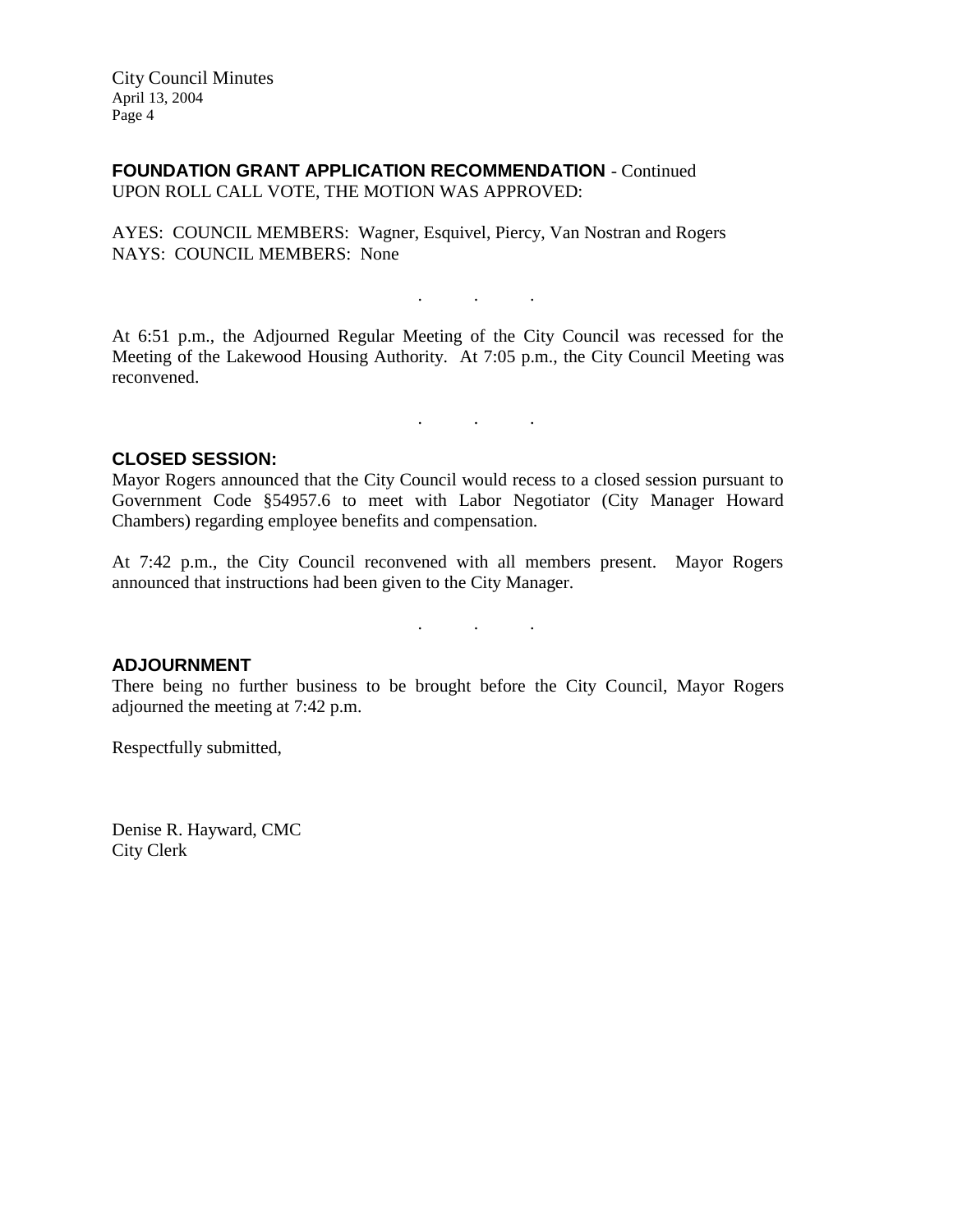**FOUNDATION GRANT APPLICATION RECOMMENDATION** - Continued
UPON ROLL CALL VOTE, THE MOTION WAS APPROVED:

AYES: COUNCIL MEMBERS: Wagner, Esquivel, Piercy, Van Nostran and Rogers
NAYS: COUNCIL MEMBERS: None

. . .

At 6:51 p.m., the Adjourned Regular Meeting of the City Council was recessed for the Meeting of the Lakewood Housing Authority. At 7:05 p.m., the City Council Meeting was reconvened.

. . .

## CLOSED SESSION:

Mayor Rogers announced that the City Council would recess to a closed session pursuant to Government Code §54957.6 to meet with Labor Negotiator (City Manager Howard Chambers) regarding employee benefits and compensation.

At 7:42 p.m., the City Council reconvened with all members present. Mayor Rogers announced that instructions had been given to the City Manager.

. . .

## ADJOURNMENT

There being no further business to be brought before the City Council, Mayor Rogers adjourned the meeting at 7:42 p.m.

Respectfully submitted,

Denise R. Hayward, CMC
City Clerk